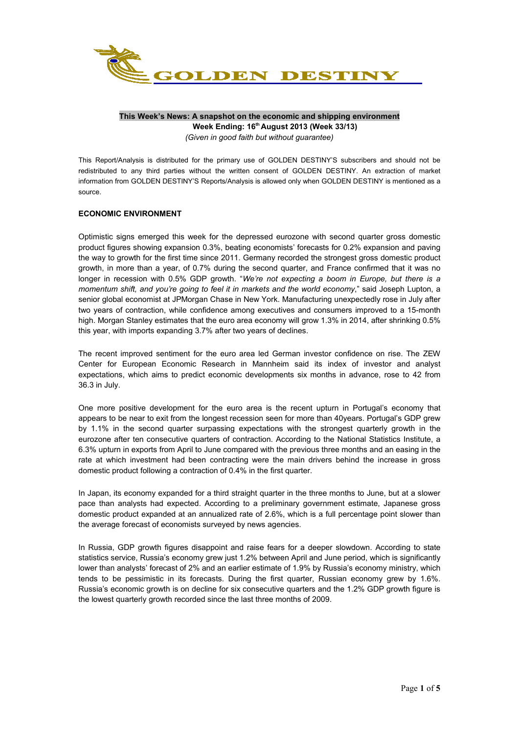# GOLDEN DESTINY

**This Week's News: A snapshot on the economic and shipping environment**

**Week Ending: 16th August 2013 (Week 33/13)**

*(Given in good faith but without guarantee)*

This Report/Analysis is distributed for the primary use of GOLDEN DESTINY'S subscribers and should not be redistributed to any third parties without the written consent of GOLDEN DESTINY. An extraction of market information from GOLDEN DESTINY'S Reports/Analysis is allowed only when GOLDEN DESTINY is mentioned as a source.

## ECONOMIC ENVIRONMENT

Optimistic signs emerged this week for the depressed eurozone with second quarter gross domestic product figures showing expansion 0.3%, beating economists' forecasts for 0.2% expansion and paving the way to growth for the first time since 2011. Germany recorded the strongest gross domestic product growth, in more than a year, of 0.7% during the second quarter, and France confirmed that it was no longer in recession with 0.5% GDP growth. "*We're not expecting a boom in Europe, but there is a momentum shift, and you're going to feel it in markets and the world economy*," said Joseph Lupton, a senior global economist at JPMorgan Chase in New York. Manufacturing unexpectedly rose in July after two years of contraction, while confidence among executives and consumers improved to a 15-month high. Morgan Stanley estimates that the euro area economy will grow 1.3% in 2014, after shrinking 0.5% this year, with imports expanding 3.7% after two years of declines.

The recent improved sentiment for the euro area led German investor confidence on rise. The ZEW Center for European Economic Research in Mannheim said its index of investor and analyst expectations, which aims to predict economic developments six months in advance, rose to 42 from 36.3 in July.

One more positive development for the euro area is the recent upturn in Portugal's economy that appears to be near to exit from the longest recession seen for more than 40years. Portugal's GDP grew by 1.1% in the second quarter surpassing expectations with the strongest quarterly growth in the eurozone after ten consecutive quarters of contraction. According to the National Statistics Institute, a 6.3% upturn in exports from April to June compared with the previous three months and an easing in the rate at which investment had been contracting were the main drivers behind the increase in gross domestic product following a contraction of 0.4% in the first quarter.

In Japan, its economy expanded for a third straight quarter in the three months to June, but at a slower pace than analysts had expected. According to a preliminary government estimate, Japanese gross domestic product expanded at an annualized rate of 2.6%, which is a full percentage point slower than the average forecast of economists surveyed by news agencies.

In Russia, GDP growth figures disappoint and raise fears for a deeper slowdown. According to state statistics service, Russia's economy grew just 1.2% between April and June period, which is significantly lower than analysts' forecast of 2% and an earlier estimate of 1.9% by Russia's economy ministry, which tends to be pessimistic in its forecasts. During the first quarter, Russian economy grew by 1.6%. Russia's economic growth is on decline for six consecutive quarters and the 1.2% GDP growth figure is the lowest quarterly growth recorded since the last three months of 2009.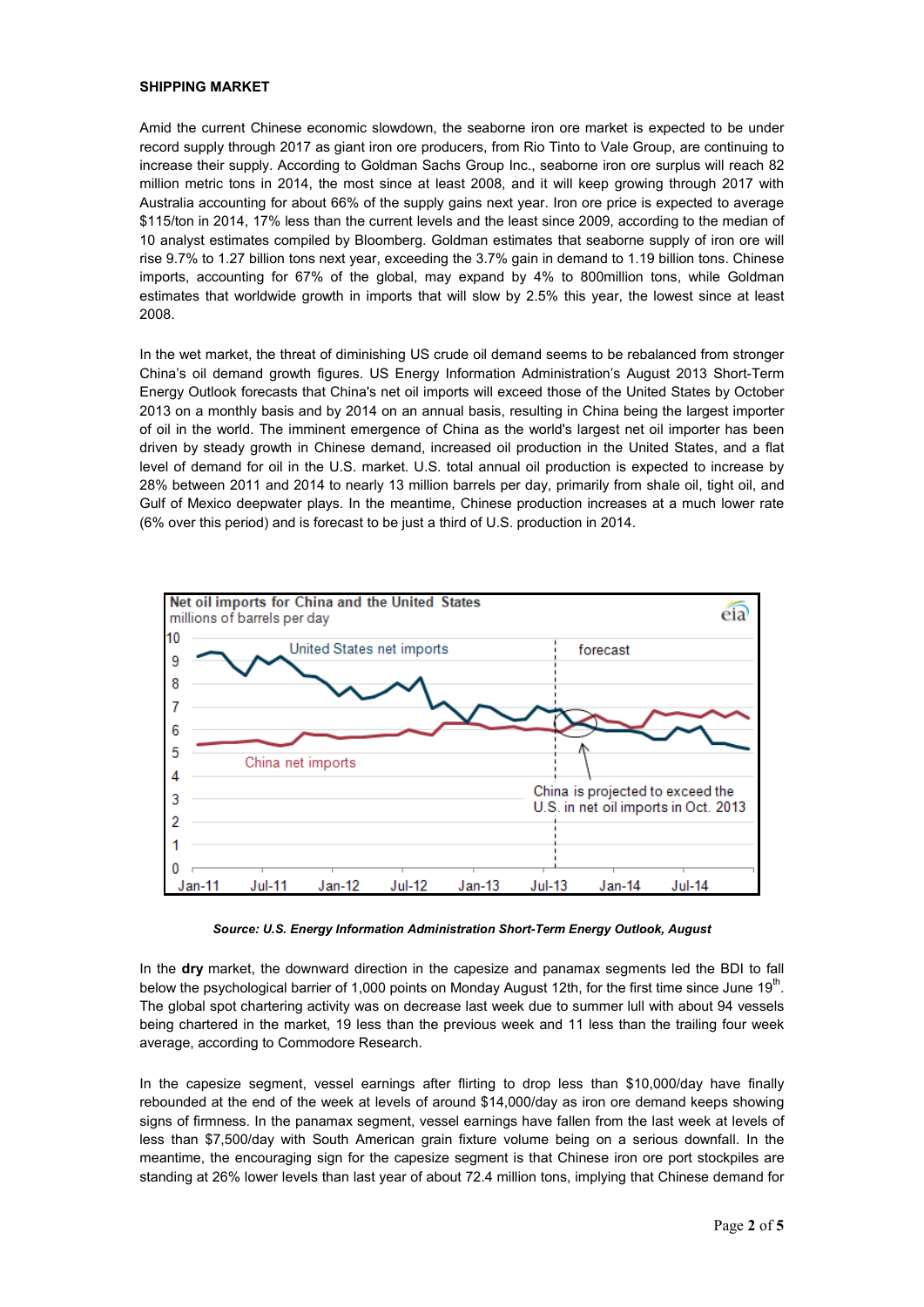**SHIPPING MARKET**

Amid the current Chinese economic slowdown, the seaborne iron ore market is expected to be under record supply through 2017 as giant iron ore producers, from Rio Tinto to Vale Group, are continuing to increase their supply. According to Goldman Sachs Group Inc., seaborne iron ore surplus will reach 82 million metric tons in 2014, the most since at least 2008, and it will keep growing through 2017 with Australia accounting for about 66% of the supply gains next year. Iron ore price is expected to average \$115/ton in 2014, 17% less than the current levels and the least since 2009, according to the median of 10 analyst estimates compiled by Bloomberg. Goldman estimates that seaborne supply of iron ore will rise 9.7% to 1.27 billion tons next year, exceeding the 3.7% gain in demand to 1.19 billion tons. Chinese imports, accounting for 67% of the global, may expand by 4% to 800million tons, while Goldman estimates that worldwide growth in imports that will slow by 2.5% this year, the lowest since at least 2008.

In the wet market, the threat of diminishing US crude oil demand seems to be rebalanced from stronger China's oil demand growth figures. US Energy Information Administration's August 2013 Short-Term Energy Outlook forecasts that China's net oil imports will exceed those of the United States by October 2013 on a monthly basis and by 2014 on an annual basis, resulting in China being the largest importer of oil in the world. The imminent emergence of China as the world's largest net oil importer has been driven by steady growth in Chinese demand, increased oil production in the United States, and a flat level of demand for oil in the U.S. market. U.S. total annual oil production is expected to increase by 28% between 2011 and 2014 to nearly 13 million barrels per day, primarily from shale oil, tight oil, and Gulf of Mexico deepwater plays. In the meantime, Chinese production increases at a much lower rate (6% over this period) and is forecast to be just a third of U.S. production in 2014.

**Net oil imports for China and the United States**
millions of barrels per day

*Source: U.S. Energy Information Administration Short-Term Energy Outlook, August*

In the **dry** market, the downward direction in the capesize and panamax segments led the BDI to fall below the psychological barrier of 1,000 points on Monday August 12th, for the first time since June 19th. The global spot chartering activity was on decrease last week due to summer lull with about 94 vessels being chartered in the market, 19 less than the previous week and 11 less than the trailing four week average, according to Commodore Research.

In the capesize segment, vessel earnings after flirting to drop less than \$10,000/day have finally rebounded at the end of the week at levels of around \$14,000/day as iron ore demand keeps showing signs of firmness. In the panamax segment, vessel earnings have fallen from the last week at levels of less than \$7,500/day with South American grain fixture volume being on a serious downfall. In the meantime, the encouraging sign for the capesize segment is that Chinese iron ore port stockpiles are standing at 26% lower levels than last year of about 72.4 million tons, implying that Chinese demand for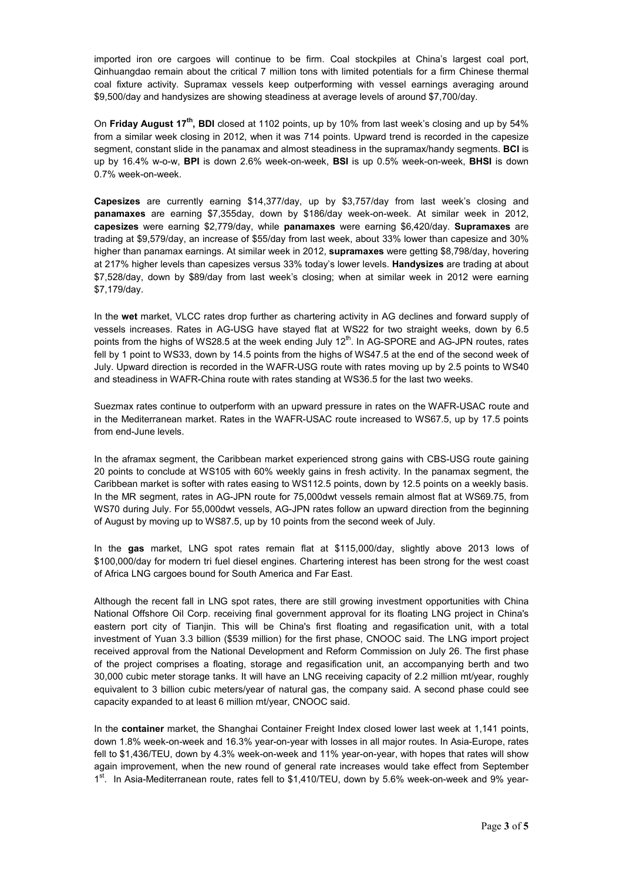imported iron ore cargoes will continue to be firm. Coal stockpiles at China's largest coal port, Qinhuangdao remain about the critical 7 million tons with limited potentials for a firm Chinese thermal coal fixture activity. Supramax vessels keep outperforming with vessel earnings averaging around $9,500/day and handysizes are showing steadiness at average levels of around $7,700/day.

On **Friday August 17th**, **BDI** closed at 1102 points, up by 10% from last week's closing and up by 54% from a similar week closing in 2012, when it was 714 points. Upward trend is recorded in the capesize segment, constant slide in the panamax and almost steadiness in the supramax/handy segments. **BCI** is up by 16.4% w-o-w, **BPI** is down 2.6% week-on-week, **BSI** is up 0.5% week-on-week, **BHSI** is down 0.7% week-on-week.

**Capesizes** are currently earning $14,377/day, up by $3,757/day from last week's closing and **panamaxes** are earning $7,355day, down by $186/day week-on-week. At similar week in 2012, **capesizes** were earning $2,779/day, while **panamaxes** were earning $6,420/day. **Supramaxes** are trading at $9,579/day, an increase of $55/day from last week, about 33% lower than capesize and 30% higher than panamax earnings. At similar week in 2012, **supramaxes** were getting $8,798/day, hovering at 217% higher levels than capesizes versus 33% today's lower levels. **Handysizes** are trading at about $7,528/day, down by $89/day from last week's closing; when at similar week in 2012 were earning $7,179/day.

In the **wet** market, VLCC rates drop further as chartering activity in AG declines and forward supply of vessels increases. Rates in AG-USG have stayed flat at WS22 for two straight weeks, down by 6.5 points from the highs of WS28.5 at the week ending July 12th. In AG-SPORE and AG-JPN routes, rates fell by 1 point to WS33, down by 14.5 points from the highs of WS47.5 at the end of the second week of July. Upward direction is recorded in the WAFR-USG route with rates moving up by 2.5 points to WS40 and steadiness in WAFR-China route with rates standing at WS36.5 for the last two weeks.

Suezmax rates continue to outperform with an upward pressure in rates on the WAFR-USAC route and in the Mediterranean market. Rates in the WAFR-USAC route increased to WS67.5, up by 17.5 points from end-June levels.

In the aframax segment, the Caribbean market experienced strong gains with CBS-USG route gaining 20 points to conclude at WS105 with 60% weekly gains in fresh activity. In the panamax segment, the Caribbean market is softer with rates easing to WS112.5 points, down by 12.5 points on a weekly basis. In the MR segment, rates in AG-JPN route for 75,000dwt vessels remain almost flat at WS69.75, from WS70 during July. For 55,000dwt vessels, AG-JPN rates follow an upward direction from the beginning of August by moving up to WS87.5, up by 10 points from the second week of July.

In the **gas** market, LNG spot rates remain flat at $115,000/day, slightly above 2013 lows of $100,000/day for modern tri fuel diesel engines. Chartering interest has been strong for the west coast of Africa LNG cargoes bound for South America and Far East.

Although the recent fall in LNG spot rates, there are still growing investment opportunities with China National Offshore Oil Corp. receiving final government approval for its floating LNG project in China's eastern port city of Tianjin. This will be China's first floating and regasification unit, with a total investment of Yuan 3.3 billion ($539 million) for the first phase, CNOOC said. The LNG import project received approval from the National Development and Reform Commission on July 26. The first phase of the project comprises a floating, storage and regasification unit, an accompanying berth and two 30,000 cubic meter storage tanks. It will have an LNG receiving capacity of 2.2 million mt/year, roughly equivalent to 3 billion cubic meters/year of natural gas, the company said. A second phase could see capacity expanded to at least 6 million mt/year, CNOOC said.

In the **container** market, the Shanghai Container Freight Index closed lower last week at 1,141 points, down 1.8% week-on-week and 16.3% year-on-year with losses in all major routes. In Asia-Europe, rates fell to $1,436/TEU, down by 4.3% week-on-week and 11% year-on-year, with hopes that rates will show again improvement, when the new round of general rate increases would take effect from September 1st. In Asia-Mediterranean route, rates fell to $1,410/TEU, down by 5.6% week-on-week and 9% year-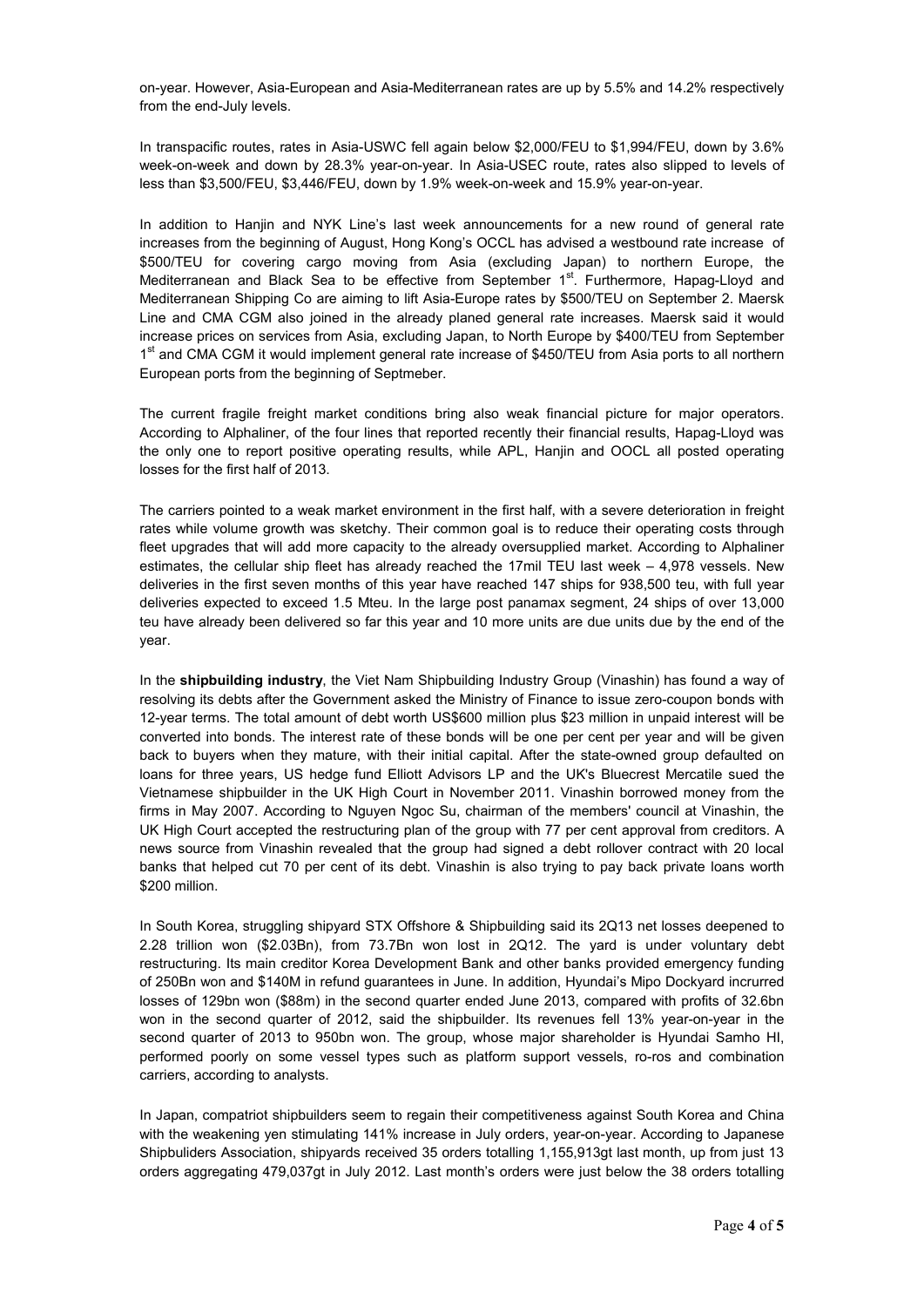on-year. However, Asia-European and Asia-Mediterranean rates are up by 5.5% and 14.2% respectively from the end-July levels.

In transpacific routes, rates in Asia-USWC fell again below $2,000/FEU to $1,994/FEU, down by 3.6% week-on-week and down by 28.3% year-on-year. In Asia-USEC route, rates also slipped to levels of less than $3,500/FEU, $3,446/FEU, down by 1.9% week-on-week and 15.9% year-on-year.

In addition to Hanjin and NYK Line's last week announcements for a new round of general rate increases from the beginning of August, Hong Kong's OCCL has advised a westbound rate increase of $500/TEU for covering cargo moving from Asia (excluding Japan) to northern Europe, the Mediterranean and Black Sea to be effective from September 1st. Furthermore, Hapag-Lloyd and Mediterranean Shipping Co are aiming to lift Asia-Europe rates by $500/TEU on September 2. Maersk Line and CMA CGM also joined in the already planed general rate increases. Maersk said it would increase prices on services from Asia, excluding Japan, to North Europe by $400/TEU from September 1st and CMA CGM it would implement general rate increase of $450/TEU from Asia ports to all northern European ports from the beginning of Septmeber.

The current fragile freight market conditions bring also weak financial picture for major operators. According to Alphaliner, of the four lines that reported recently their financial results, Hapag-Lloyd was the only one to report positive operating results, while APL, Hanjin and OOCL all posted operating losses for the first half of 2013.

The carriers pointed to a weak market environment in the first half, with a severe deterioration in freight rates while volume growth was sketchy. Their common goal is to reduce their operating costs through fleet upgrades that will add more capacity to the already oversupplied market. According to Alphaliner estimates, the cellular ship fleet has already reached the 17mil TEU last week – 4,978 vessels. New deliveries in the first seven months of this year have reached 147 ships for 938,500 teu, with full year deliveries expected to exceed 1.5 Mteu. In the large post panamax segment, 24 ships of over 13,000 teu have already been delivered so far this year and 10 more units are due units due by the end of the year.

In the **shipbuilding industry**, the Viet Nam Shipbuilding Industry Group (Vinashin) has found a way of resolving its debts after the Government asked the Ministry of Finance to issue zero-coupon bonds with 12-year terms. The total amount of debt worth US$600 million plus $23 million in unpaid interest will be converted into bonds. The interest rate of these bonds will be one per cent per year and will be given back to buyers when they mature, with their initial capital. After the state-owned group defaulted on loans for three years, US hedge fund Elliott Advisors LP and the UK's Bluecrest Mercatile sued the Vietnamese shipbuilder in the UK High Court in November 2011. Vinashin borrowed money from the firms in May 2007. According to Nguyen Ngoc Su, chairman of the members' council at Vinashin, the UK High Court accepted the restructuring plan of the group with 77 per cent approval from creditors. A news source from Vinashin revealed that the group had signed a debt rollover contract with 20 local banks that helped cut 70 per cent of its debt. Vinashin is also trying to pay back private loans worth $200 million.

In South Korea, struggling shipyard STX Offshore & Shipbuilding said its 2Q13 net losses deepened to 2.28 trillion won ($2.03Bn), from 73.7Bn won lost in 2Q12. The yard is under voluntary debt restructuring. Its main creditor Korea Development Bank and other banks provided emergency funding of 250Bn won and $140M in refund guarantees in June. In addition, Hyundai's Mipo Dockyard incurred losses of 129bn won ($88m) in the second quarter ended June 2013, compared with profits of 32.6bn won in the second quarter of 2012, said the shipbuilder. Its revenues fell 13% year-on-year in the second quarter of 2013 to 950bn won. The group, whose major shareholder is Hyundai Samho HI, performed poorly on some vessel types such as platform support vessels, ro-ros and combination carriers, according to analysts.

In Japan, compatriot shipbuilders seem to regain their competitiveness against South Korea and China with the weakening yen stimulating 141% increase in July orders, year-on-year. According to Japanese Shipbuliders Association, shipyards received 35 orders totalling 1,155,913gt last month, up from just 13 orders aggregating 479,037gt in July 2012. Last month's orders were just below the 38 orders totalling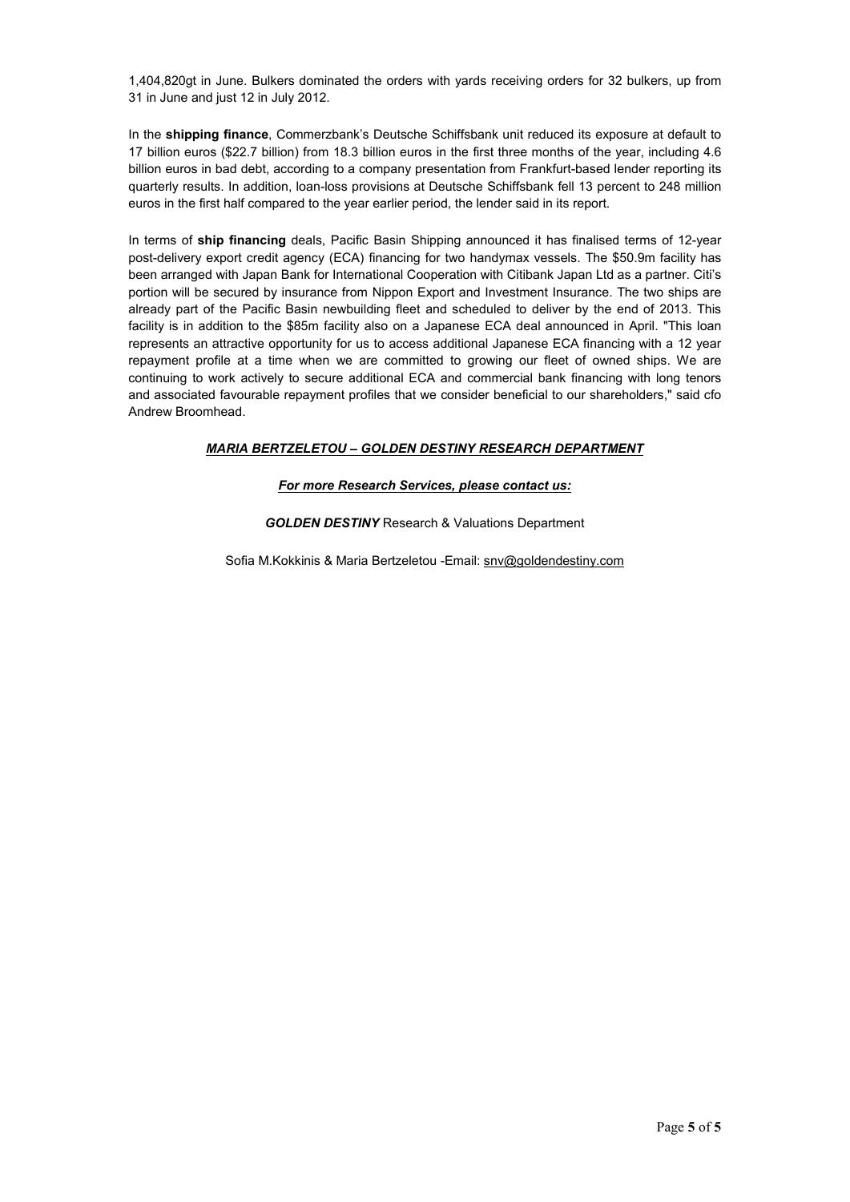1,404,820gt in June. Bulkers dominated the orders with yards receiving orders for 32 bulkers, up from 31 in June and just 12 in July 2012.

In the **shipping finance**, Commerzbank's Deutsche Schiffsbank unit reduced its exposure at default to 17 billion euros ($22.7 billion) from 18.3 billion euros in the first three months of the year, including 4.6 billion euros in bad debt, according to a company presentation from Frankfurt-based lender reporting its quarterly results. In addition, loan-loss provisions at Deutsche Schiffsbank fell 13 percent to 248 million euros in the first half compared to the year earlier period, the lender said in its report.

In terms of **ship financing** deals, Pacific Basin Shipping announced it has finalised terms of 12-year post-delivery export credit agency (ECA) financing for two handymax vessels. The $50.9m facility has been arranged with Japan Bank for International Cooperation with Citibank Japan Ltd as a partner. Citi's portion will be secured by insurance from Nippon Export and Investment Insurance. The two ships are already part of the Pacific Basin newbuilding fleet and scheduled to deliver by the end of 2013. This facility is in addition to the $85m facility also on a Japanese ECA deal announced in April. "This loan represents an attractive opportunity for us to access additional Japanese ECA financing with a 12 year repayment profile at a time when we are committed to growing our fleet of owned ships. We are continuing to work actively to secure additional ECA and commercial bank financing with long tenors and associated favourable repayment profiles that we consider beneficial to our shareholders," said cfo Andrew Broomhead.

***MARIA BERTZELETOU – GOLDEN DESTINY RESEARCH DEPARTMENT***

***For more Research Services, please contact us:***

***GOLDEN DESTINY*** Research & Valuations Department

Sofia M.Kokkinis & Maria Bertzeletou -Email: snv@goldendestiny.com